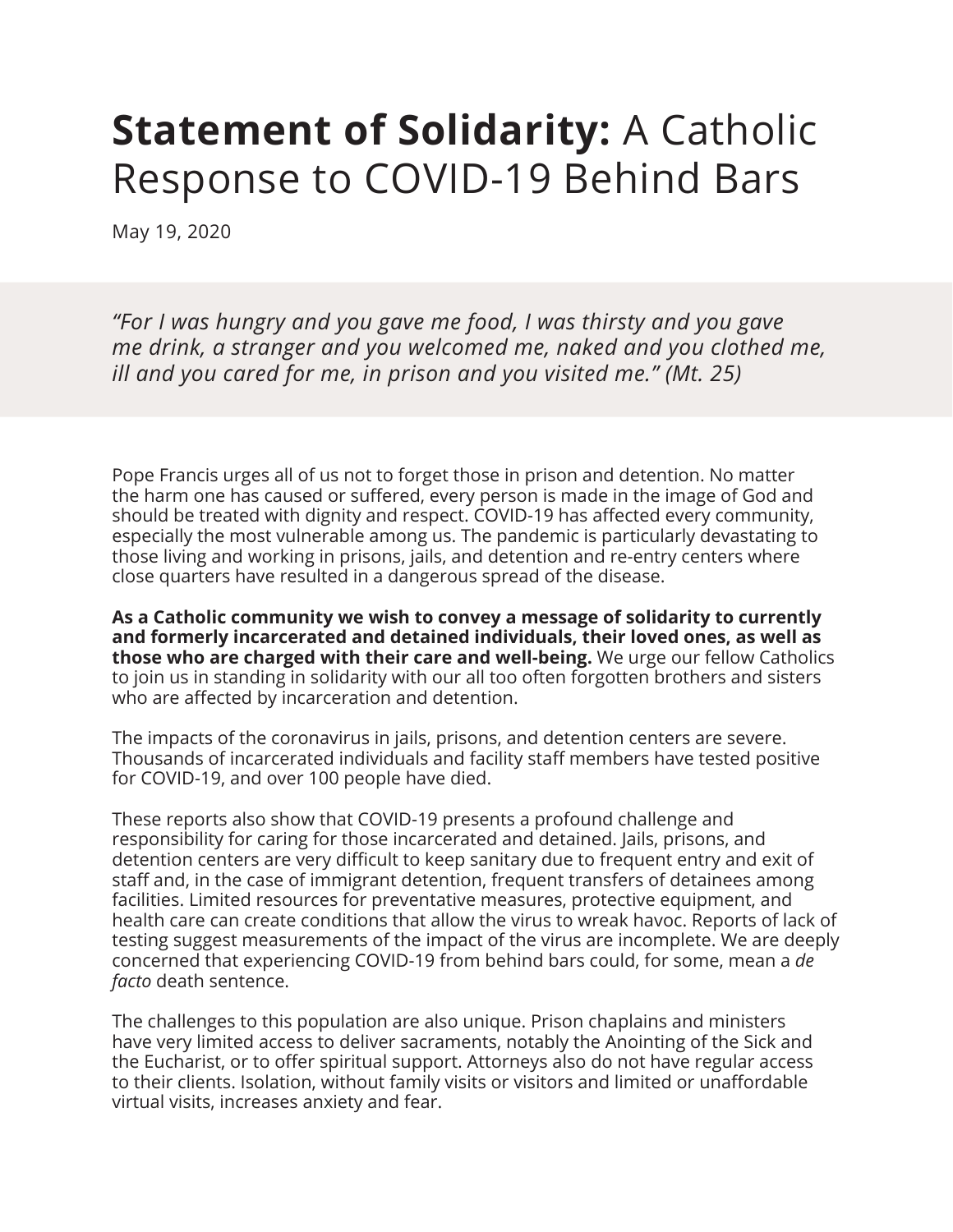# **Statement of Solidarity:** A Catholic Response to COVID-19 Behind Bars

May 19, 2020

*"For I was hungry and you gave me food, I was thirsty and you gave me drink, a stranger and you welcomed me, naked and you clothed me, ill and you cared for me, in prison and you visited me." (Mt. 25)*

Pope Francis urges all of us not to forget those in prison and detention. No matter the harm one has caused or suffered, every person is made in the image of God and should be treated with dignity and respect. COVID-19 has affected every community, especially the most vulnerable among us. The pandemic is particularly devastating to those living and working in prisons, jails, and detention and re-entry centers where close quarters have resulted in a dangerous spread of the disease.

**As a Catholic community we wish to convey a message of solidarity to currently and formerly incarcerated and detained individuals, their loved ones, as well as those who are charged with their care and well-being.** We urge our fellow Catholics to join us in standing in solidarity with our all too often forgotten brothers and sisters who are affected by incarceration and detention.

The impacts of the coronavirus in jails, prisons, and detention centers are severe. Thousands of incarcerated individuals and facility staff members have tested positive for COVID-19, and over 100 people have died.

These reports also show that COVID-19 presents a profound challenge and responsibility for caring for those incarcerated and detained. Jails, prisons, and detention centers are very difficult to keep sanitary due to frequent entry and exit of staff and, in the case of immigrant detention, frequent transfers of detainees among facilities. Limited resources for preventative measures, protective equipment, and health care can create conditions that allow the virus to wreak havoc. Reports of lack of testing suggest measurements of the impact of the virus are incomplete. We are deeply concerned that experiencing COVID-19 from behind bars could, for some, mean a *de facto* death sentence.

The challenges to this population are also unique. Prison chaplains and ministers have very limited access to deliver sacraments, notably the Anointing of the Sick and the Eucharist, or to offer spiritual support. Attorneys also do not have regular access to their clients. Isolation, without family visits or visitors and limited or unaffordable virtual visits, increases anxiety and fear.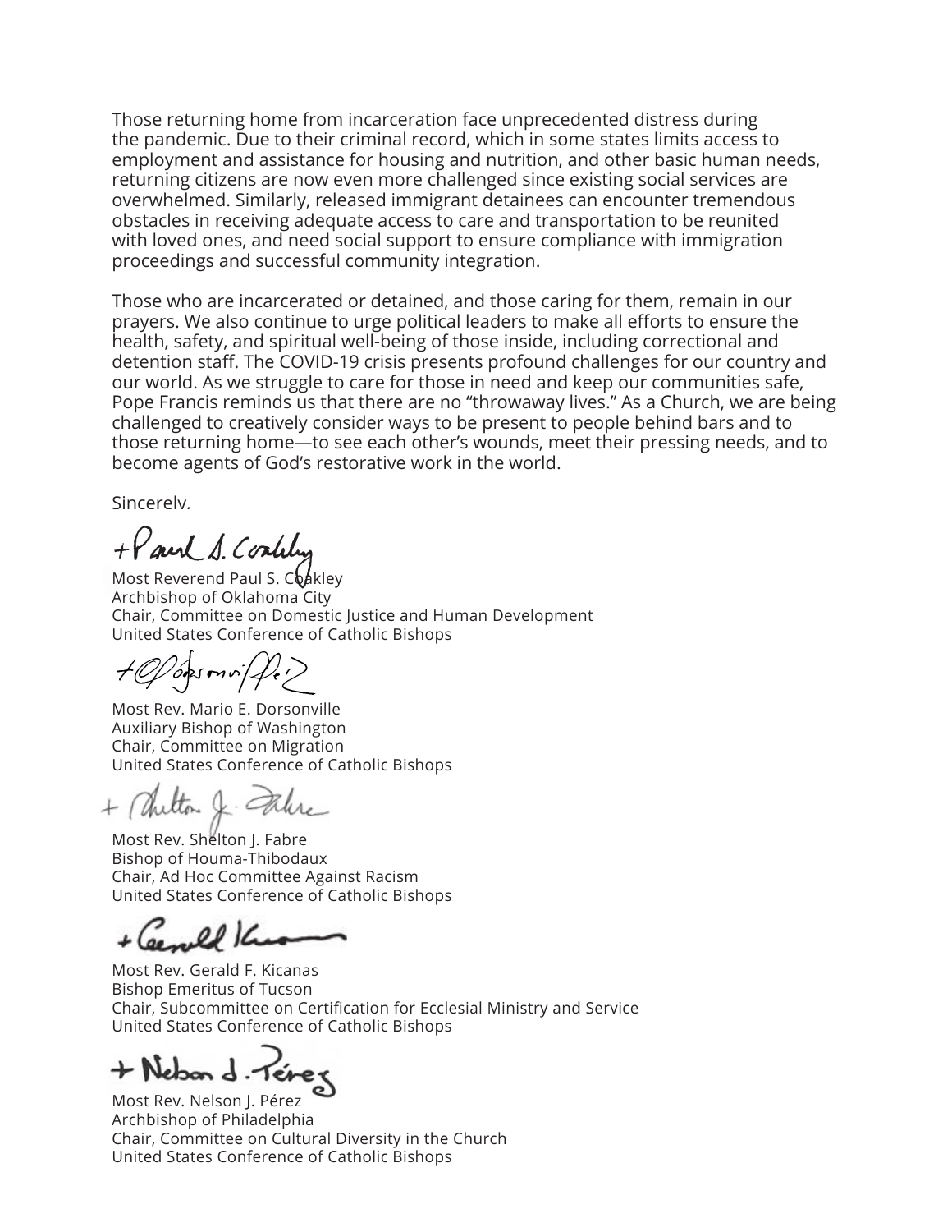Those returning home from incarceration face unprecedented distress during the pandemic. Due to their criminal record, which in some states limits access to employment and assistance for housing and nutrition, and other basic human needs, returning citizens are now even more challenged since existing social services are overwhelmed. Similarly, released immigrant detainees can encounter tremendous obstacles in receiving adequate access to care and transportation to be reunited with loved ones, and need social support to ensure compliance with immigration proceedings and successful community integration.

Those who are incarcerated or detained, and those caring for them, remain in our prayers. We also continue to urge political leaders to make all efforts to ensure the health, safety, and spiritual well-being of those inside, including correctional and detention staff. The COVID-19 crisis presents profound challenges for our country and our world. As we struggle to care for those in need and keep our communities safe, Pope Francis reminds us that there are no "throwaway lives." As a Church, we are being challenged to creatively consider ways to be present to people behind bars and to those returning home—to see each other's wounds, meet their pressing needs, and to become agents of God's restorative work in the world.

Sincerely,

Most Reverend Paul S. Coakley
Archbishop of Oklahoma City
Chair, Committee on Domestic Justice and Human Development
United States Conference of Catholic Bishops

Most Rev. Mario E. Dorsonville
Auxiliary Bishop of Washington
Chair, Committee on Migration
United States Conference of Catholic Bishops

Most Rev. Shelton J. Fabre
Bishop of Houma-Thibodaux
Chair, Ad Hoc Committee Against Racism
United States Conference of Catholic Bishops

Most Rev. Gerald F. Kicanas
Bishop Emeritus of Tucson
Chair, Subcommittee on Certification for Ecclesial Ministry and Service
United States Conference of Catholic Bishops

Most Rev. Nelson J. Pérez
Archbishop of Philadelphia
Chair, Committee on Cultural Diversity in the Church
United States Conference of Catholic Bishops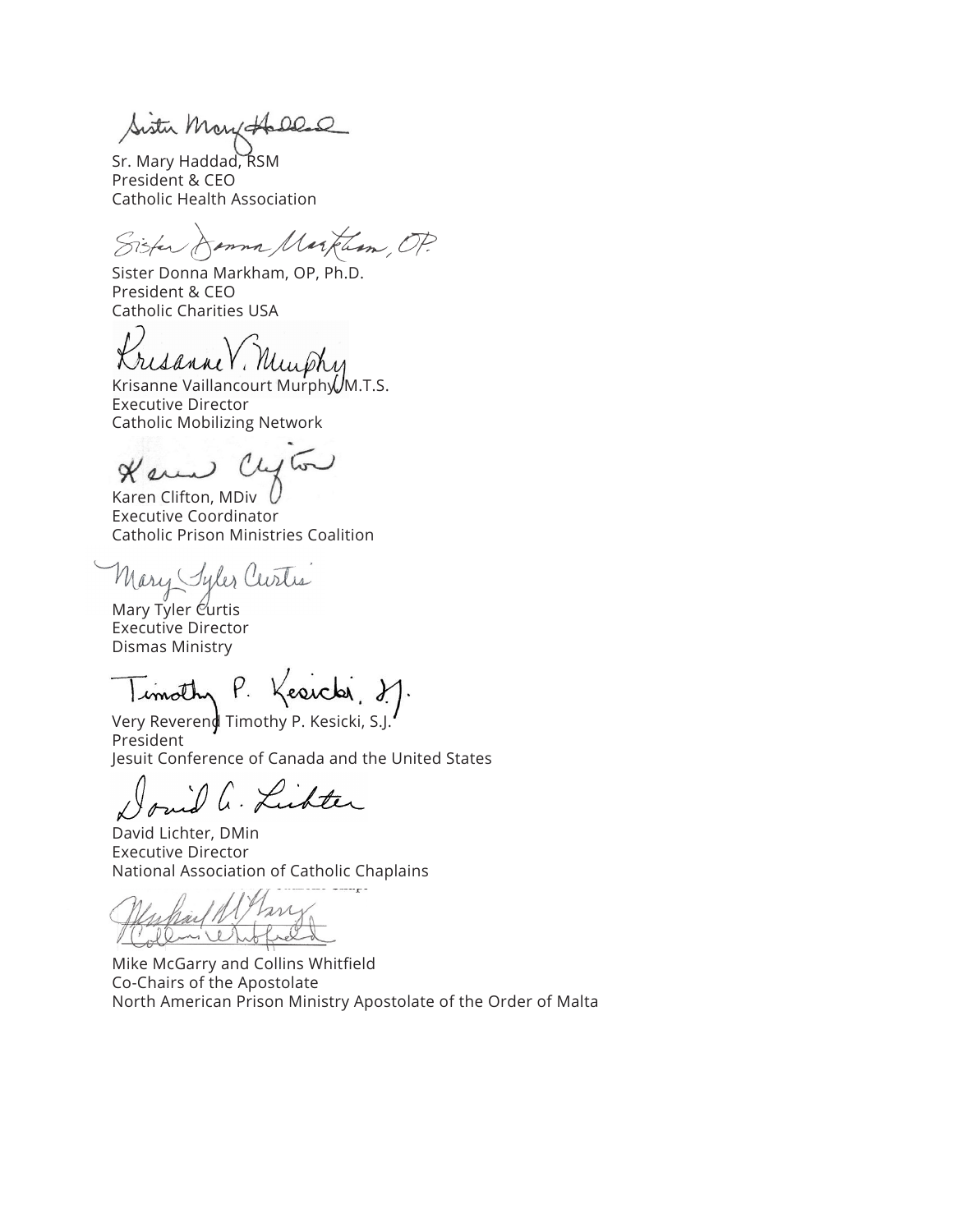Sr. Mary Haddad, RSM
President & CEO
Catholic Health Association

Sister Donna Markham, OP, Ph.D.
President & CEO
Catholic Charities USA

Krisanne Vaillancourt Murphy, M.T.S.
Executive Director
Catholic Mobilizing Network

Karen Clifton, MDiv
Executive Coordinator
Catholic Prison Ministries Coalition

Mary Tyler Curtis
Executive Director
Dismas Ministry

Very Reverend Timothy P. Kesicki, S.J.
President
Jesuit Conference of Canada and the United States

David Lichter, DMin
Executive Director
National Association of Catholic Chaplains

Mike McGarry and Collins Whitfield
Co-Chairs of the Apostolate
North American Prison Ministry Apostolate of the Order of Malta